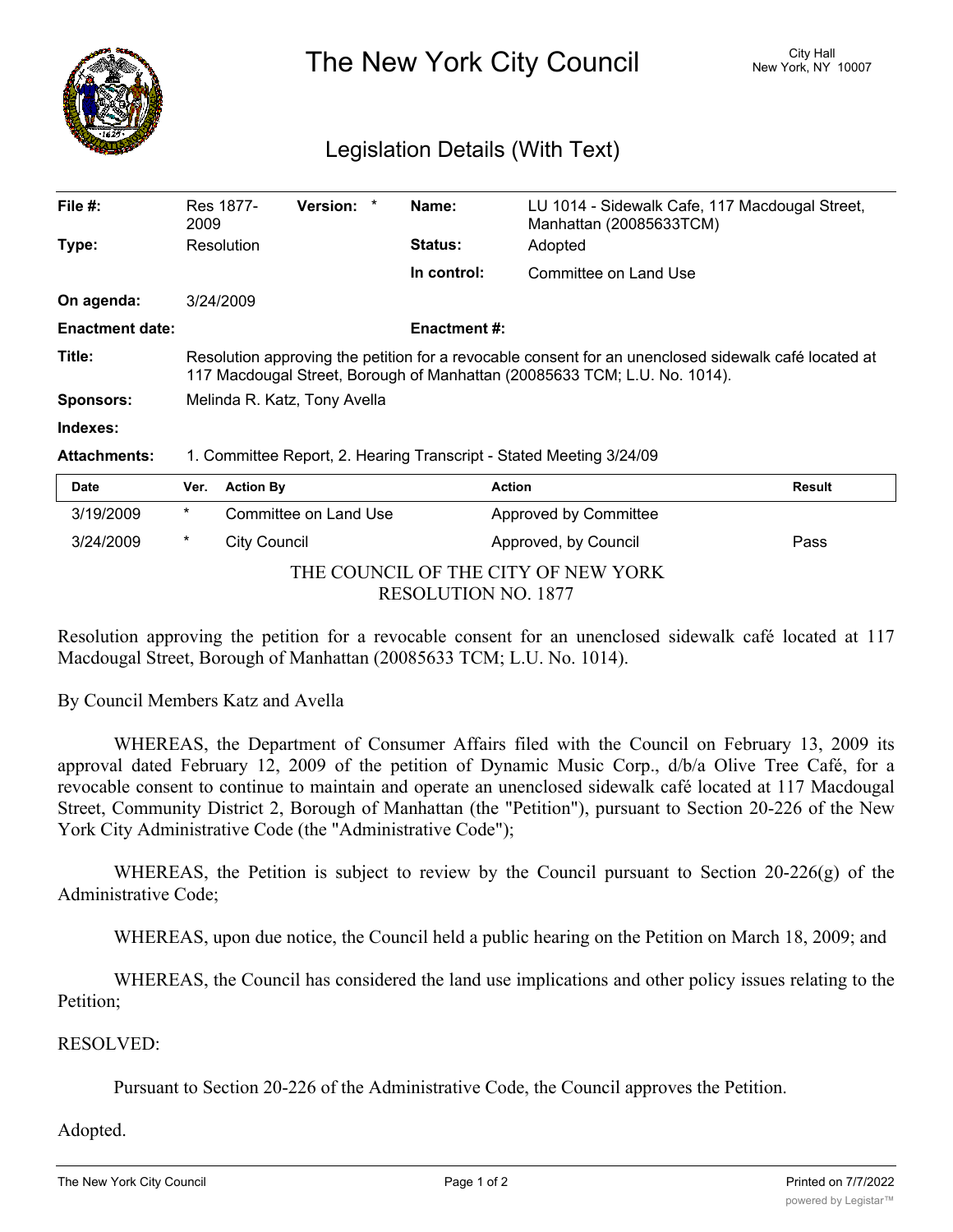# The New York City Council

City Hall
New York, NY 10007

## Legislation Details (With Text)

| | | | | | |
|---|---|---|---|---|---|
| **File #:** | Res 1877-2009 | **Version:** * | | **Name:** | LU 1014 - Sidewalk Cafe, 117 Macdougal Street, Manhattan (20085633TCM) |
| **Type:** | Resolution | | | **Status:** | Adopted |
| | | | | **In control:** | Committee on Land Use |
| **On agenda:** | 3/24/2009 | | | | |
| **Enactment date:** | | | | **Enactment #:** | |

**Title:** Resolution approving the petition for a revocable consent for an unenclosed sidewalk café located at 117 Macdougal Street, Borough of Manhattan (20085633 TCM; L.U. No. 1014).

**Sponsors:** Melinda R. Katz, Tony Avella

**Indexes:**

**Attachments:** 1. Committee Report, 2. Hearing Transcript - Stated Meeting 3/24/09

| Date | Ver. | Action By | Action | Result |
|---|---|---|---|---|
| 3/19/2009 | * | Committee on Land Use | Approved by Committee | |
| 3/24/2009 | * | City Council | Approved, by Council | Pass |

THE COUNCIL OF THE CITY OF NEW YORK
RESOLUTION NO. 1877

Resolution approving the petition for a revocable consent for an unenclosed sidewalk café located at 117 Macdougal Street, Borough of Manhattan (20085633 TCM; L.U. No. 1014).

By Council Members Katz and Avella

WHEREAS, the Department of Consumer Affairs filed with the Council on February 13, 2009 its approval dated February 12, 2009 of the petition of Dynamic Music Corp., d/b/a Olive Tree Café, for a revocable consent to continue to maintain and operate an unenclosed sidewalk café located at 117 Macdougal Street, Community District 2, Borough of Manhattan (the "Petition"), pursuant to Section 20-226 of the New York City Administrative Code (the "Administrative Code");

WHEREAS, the Petition is subject to review by the Council pursuant to Section 20-226(g) of the Administrative Code;

WHEREAS, upon due notice, the Council held a public hearing on the Petition on March 18, 2009; and

WHEREAS, the Council has considered the land use implications and other policy issues relating to the Petition;

RESOLVED:

Pursuant to Section 20-226 of the Administrative Code, the Council approves the Petition.

Adopted.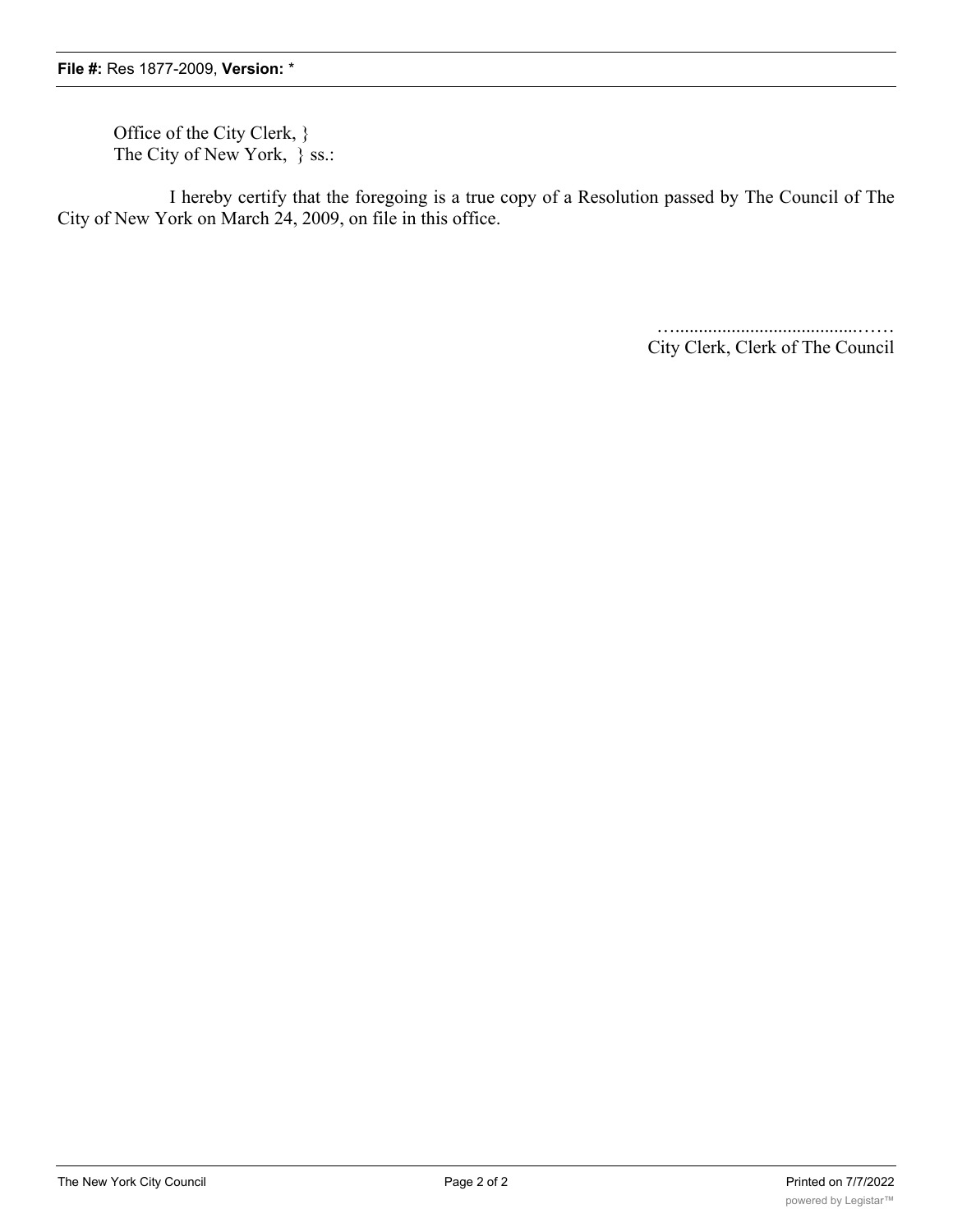Office of the City Clerk, }
The City of New York, } ss.:

I hereby certify that the foregoing is a true copy of a Resolution passed by The Council of The City of New York on March 24, 2009, on file in this office.

…........................................……
City Clerk, Clerk of The Council